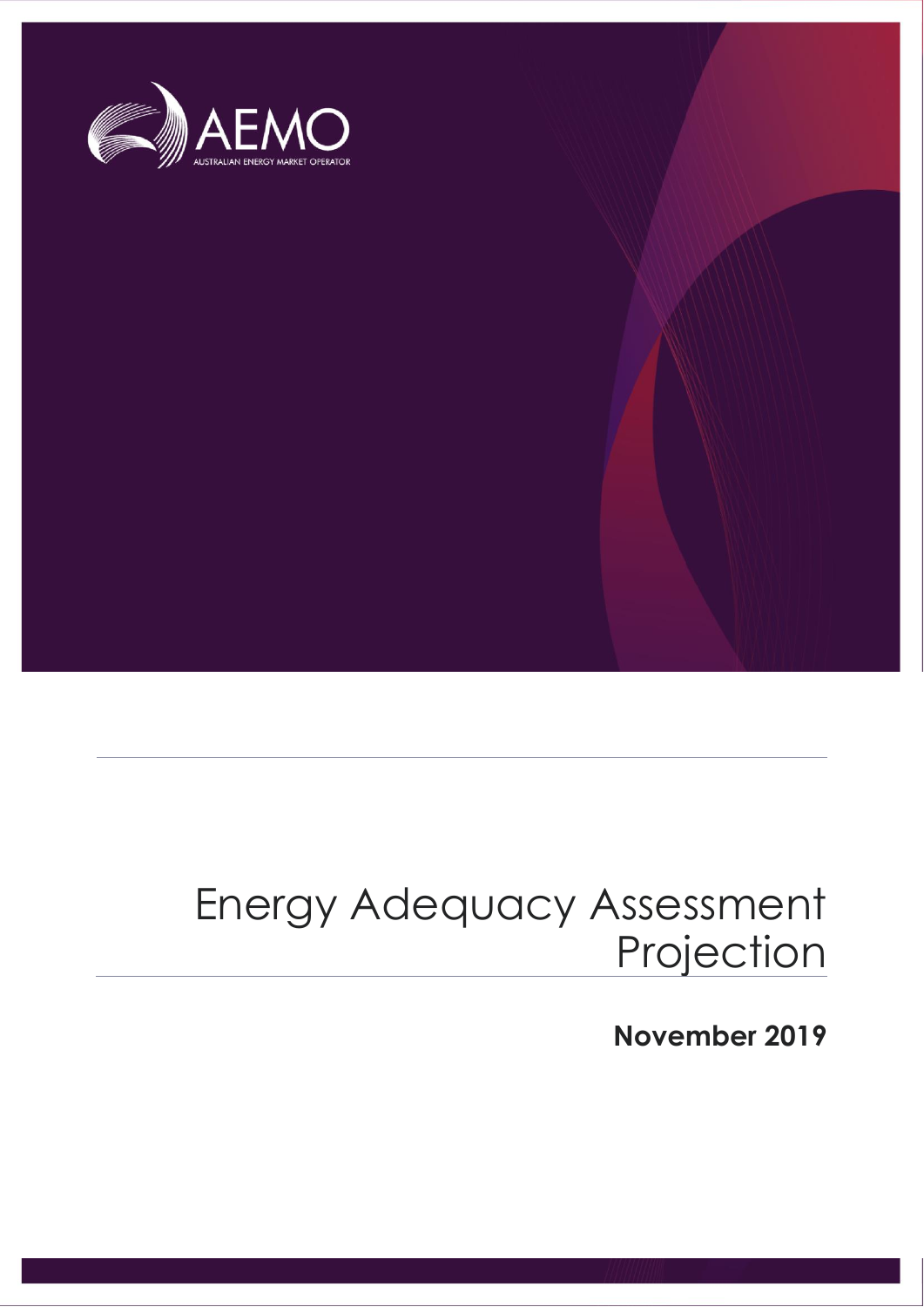AEMO

AUSTRALIAN ENERGY MARKET OPERATOR

# Energy Adequacy Assessment Projection

**November 2019**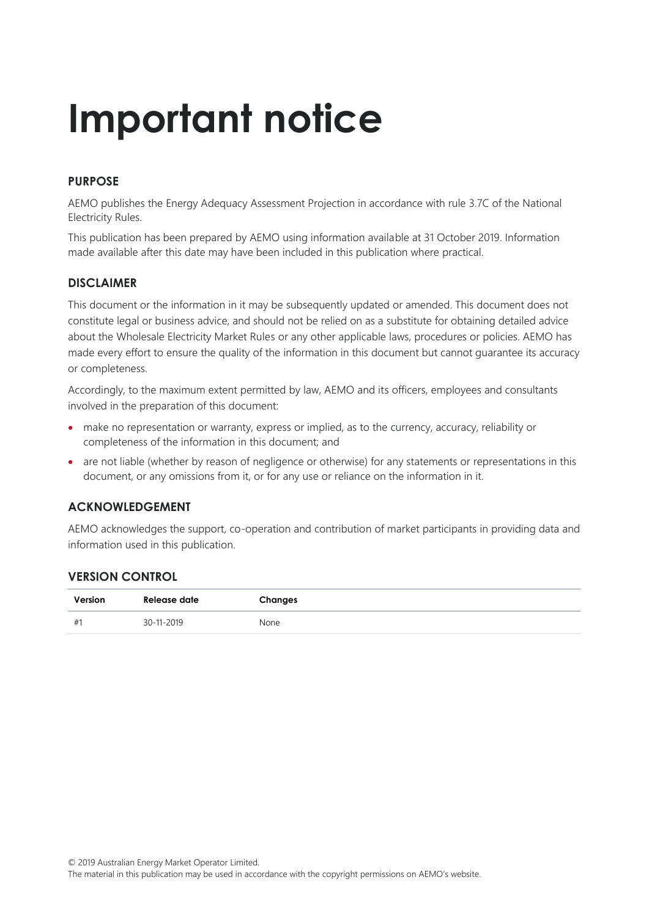# Important notice

### PURPOSE

AEMO publishes the Energy Adequacy Assessment Projection in accordance with rule 3.7C of the National Electricity Rules.

This publication has been prepared by AEMO using information available at 31 October 2019. Information made available after this date may have been included in this publication where practical.

### DISCLAIMER

This document or the information in it may be subsequently updated or amended. This document does not constitute legal or business advice, and should not be relied on as a substitute for obtaining detailed advice about the Wholesale Electricity Market Rules or any other applicable laws, procedures or policies. AEMO has made every effort to ensure the quality of the information in this document but cannot guarantee its accuracy or completeness.

Accordingly, to the maximum extent permitted by law, AEMO and its officers, employees and consultants involved in the preparation of this document:

- make no representation or warranty, express or implied, as to the currency, accuracy, reliability or completeness of the information in this document; and
- are not liable (whether by reason of negligence or otherwise) for any statements or representations in this document, or any omissions from it, or for any use or reliance on the information in it.

### ACKNOWLEDGEMENT

AEMO acknowledges the support, co-operation and contribution of market participants in providing data and information used in this publication.

### VERSION CONTROL

| Version | Release date | Changes |
| --- | --- | --- |
| #1 | 30-11-2019 | None |

© 2019 Australian Energy Market Operator Limited.
The material in this publication may be used in accordance with the copyright permissions on AEMO's website.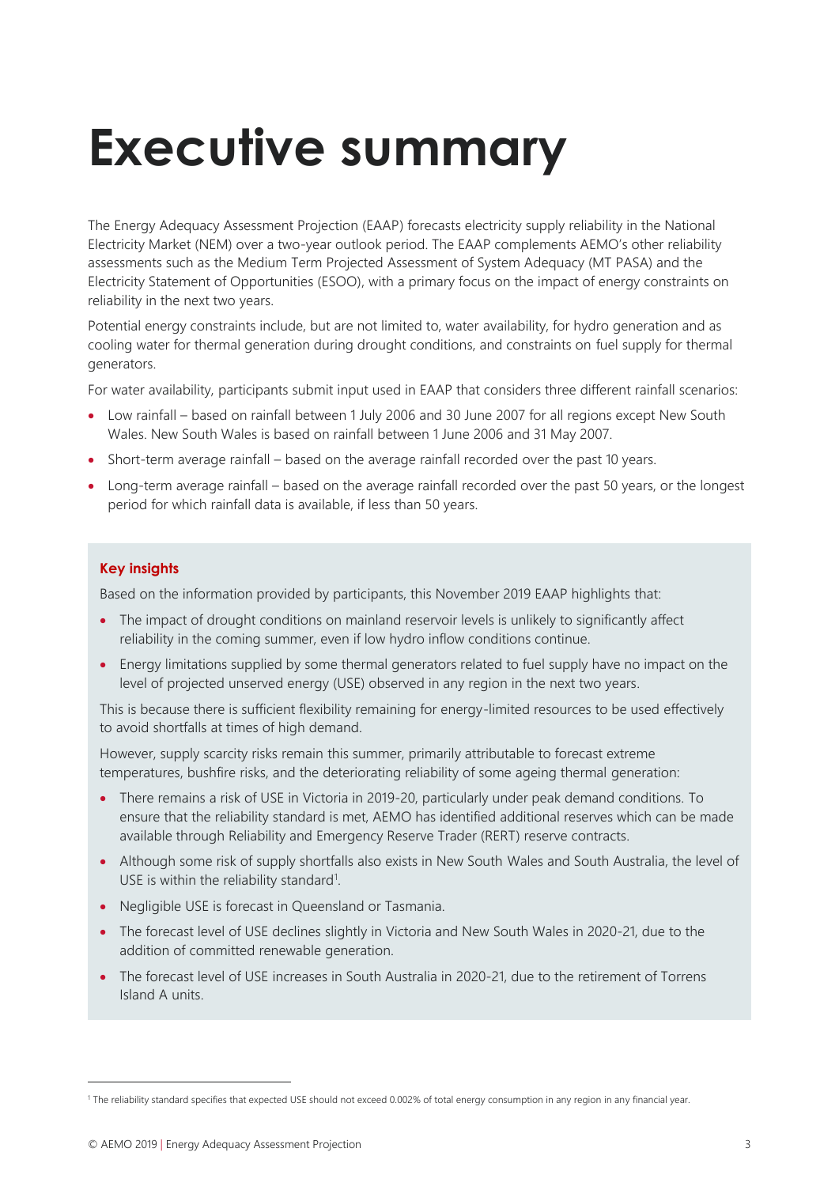# Executive summary

The Energy Adequacy Assessment Projection (EAAP) forecasts electricity supply reliability in the National Electricity Market (NEM) over a two-year outlook period. The EAAP complements AEMO's other reliability assessments such as the Medium Term Projected Assessment of System Adequacy (MT PASA) and the Electricity Statement of Opportunities (ESOO), with a primary focus on the impact of energy constraints on reliability in the next two years.

Potential energy constraints include, but are not limited to, water availability, for hydro generation and as cooling water for thermal generation during drought conditions, and constraints on fuel supply for thermal generators.

For water availability, participants submit input used in EAAP that considers three different rainfall scenarios:

- Low rainfall – based on rainfall between 1 July 2006 and 30 June 2007 for all regions except New South Wales. New South Wales is based on rainfall between 1 June 2006 and 31 May 2007.
- Short-term average rainfall – based on the average rainfall recorded over the past 10 years.
- Long-term average rainfall – based on the average rainfall recorded over the past 50 years, or the longest period for which rainfall data is available, if less than 50 years.

**Key insights**

Based on the information provided by participants, this November 2019 EAAP highlights that:

- The impact of drought conditions on mainland reservoir levels is unlikely to significantly affect reliability in the coming summer, even if low hydro inflow conditions continue.
- Energy limitations supplied by some thermal generators related to fuel supply have no impact on the level of projected unserved energy (USE) observed in any region in the next two years.

This is because there is sufficient flexibility remaining for energy-limited resources to be used effectively to avoid shortfalls at times of high demand.

However, supply scarcity risks remain this summer, primarily attributable to forecast extreme temperatures, bushfire risks, and the deteriorating reliability of some ageing thermal generation:

- There remains a risk of USE in Victoria in 2019-20, particularly under peak demand conditions. To ensure that the reliability standard is met, AEMO has identified additional reserves which can be made available through Reliability and Emergency Reserve Trader (RERT) reserve contracts.
- Although some risk of supply shortfalls also exists in New South Wales and South Australia, the level of USE is within the reliability standard[1].
- Negligible USE is forecast in Queensland or Tasmania.
- The forecast level of USE declines slightly in Victoria and New South Wales in 2020-21, due to the addition of committed renewable generation.
- The forecast level of USE increases in South Australia in 2020-21, due to the retirement of Torrens Island A units.

[1] The reliability standard specifies that expected USE should not exceed 0.002% of total energy consumption in any region in any financial year.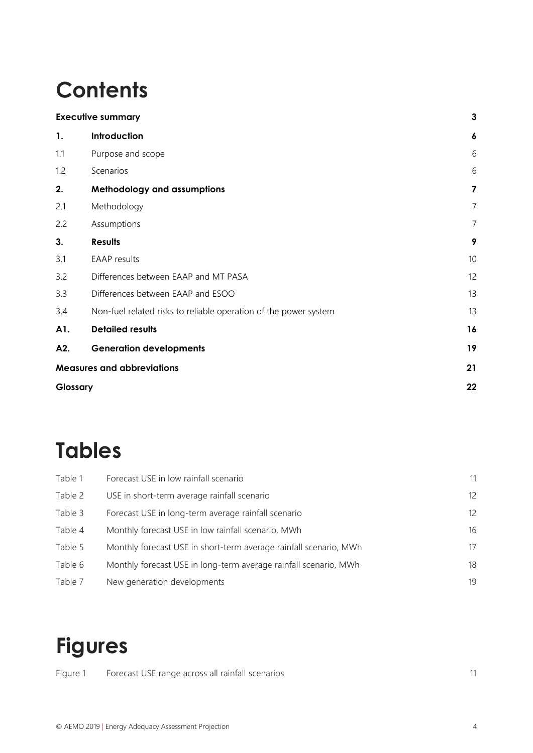# Contents

| | | |
|---|---|---|
| **Executive summary** | | **3** |
| **1.** | **Introduction** | **6** |
| 1.1 | Purpose and scope | 6 |
| 1.2 | Scenarios | 6 |
| **2.** | **Methodology and assumptions** | **7** |
| 2.1 | Methodology | 7 |
| 2.2 | Assumptions | 7 |
| **3.** | **Results** | **9** |
| 3.1 | EAAP results | 10 |
| 3.2 | Differences between EAAP and MT PASA | 12 |
| 3.3 | Differences between EAAP and ESOO | 13 |
| 3.4 | Non-fuel related risks to reliable operation of the power system | 13 |
| **A1.** | **Detailed results** | **16** |
| **A2.** | **Generation developments** | **19** |
| **Measures and abbreviations** | | **21** |
| **Glossary** | | **22** |

# Tables

| | | |
|---|---|---|
| Table 1 | Forecast USE in low rainfall scenario | 11 |
| Table 2 | USE in short-term average rainfall scenario | 12 |
| Table 3 | Forecast USE in long-term average rainfall scenario | 12 |
| Table 4 | Monthly forecast USE in low rainfall scenario, MWh | 16 |
| Table 5 | Monthly forecast USE in short-term average rainfall scenario, MWh | 17 |
| Table 6 | Monthly forecast USE in long-term average rainfall scenario, MWh | 18 |
| Table 7 | New generation developments | 19 |

# Figures

| | | |
|---|---|---|
| Figure 1 | Forecast USE range across all rainfall scenarios | 11 |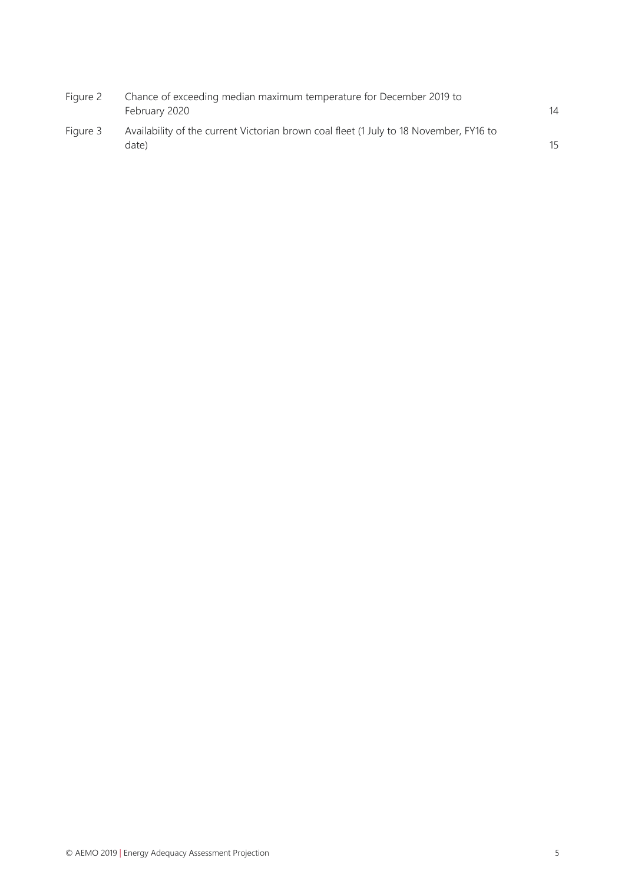| | | |
|---|---|---|
| Figure 2 | Chance of exceeding median maximum temperature for December 2019 to February 2020 | 14 |
| Figure 3 | Availability of the current Victorian brown coal fleet (1 July to 18 November, FY16 to date) | 15 |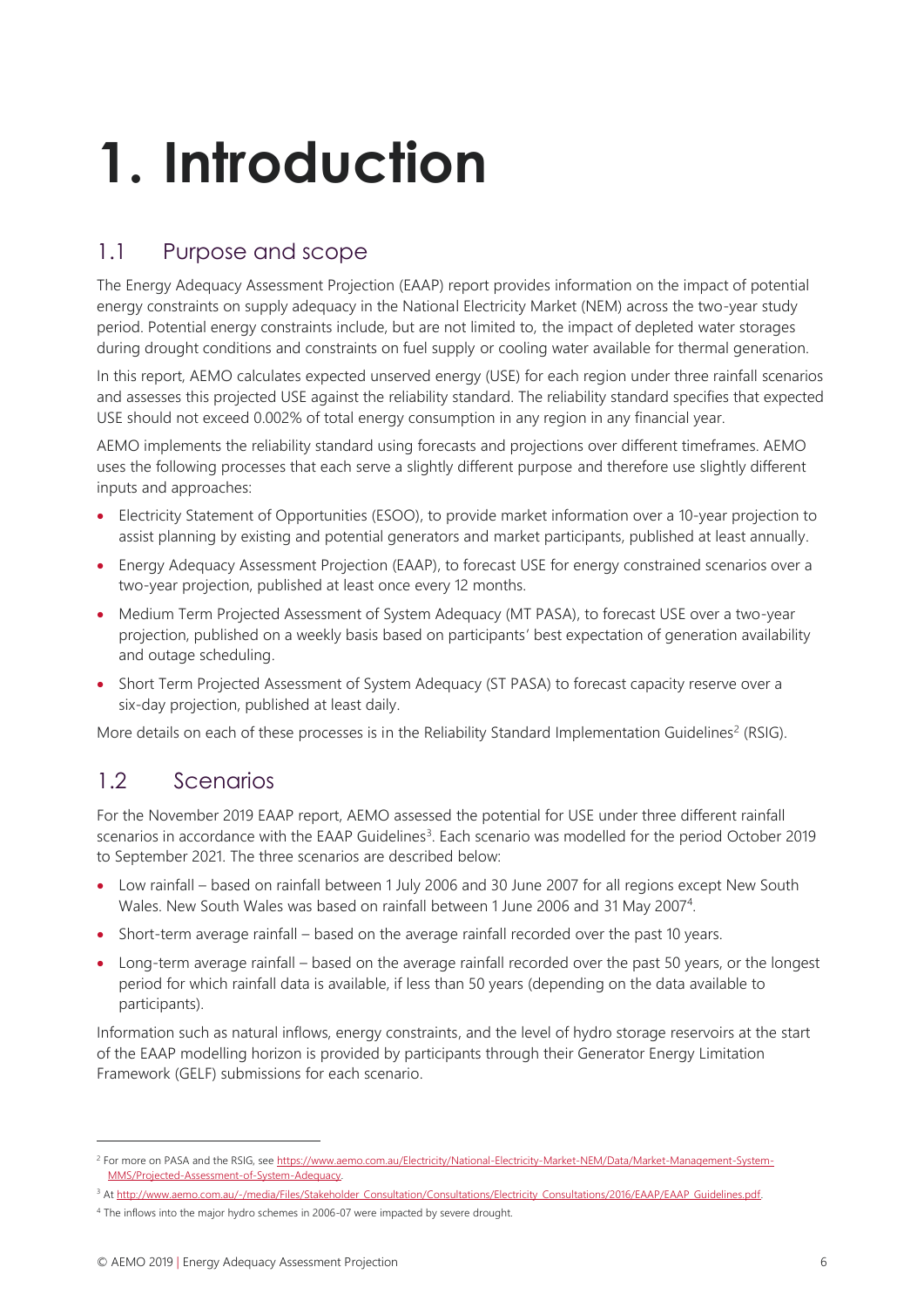# 1. Introduction

## 1.1 Purpose and scope

The Energy Adequacy Assessment Projection (EAAP) report provides information on the impact of potential energy constraints on supply adequacy in the National Electricity Market (NEM) across the two-year study period. Potential energy constraints include, but are not limited to, the impact of depleted water storages during drought conditions and constraints on fuel supply or cooling water available for thermal generation.

In this report, AEMO calculates expected unserved energy (USE) for each region under three rainfall scenarios and assesses this projected USE against the reliability standard. The reliability standard specifies that expected USE should not exceed 0.002% of total energy consumption in any region in any financial year.

AEMO implements the reliability standard using forecasts and projections over different timeframes. AEMO uses the following processes that each serve a slightly different purpose and therefore use slightly different inputs and approaches:

- Electricity Statement of Opportunities (ESOO), to provide market information over a 10-year projection to assist planning by existing and potential generators and market participants, published at least annually.
- Energy Adequacy Assessment Projection (EAAP), to forecast USE for energy constrained scenarios over a two-year projection, published at least once every 12 months.
- Medium Term Projected Assessment of System Adequacy (MT PASA), to forecast USE over a two-year projection, published on a weekly basis based on participants' best expectation of generation availability and outage scheduling.
- Short Term Projected Assessment of System Adequacy (ST PASA) to forecast capacity reserve over a six-day projection, published at least daily.

More details on each of these processes is in the Reliability Standard Implementation Guidelines[2] (RSIG).

## 1.2 Scenarios

For the November 2019 EAAP report, AEMO assessed the potential for USE under three different rainfall scenarios in accordance with the EAAP Guidelines[3]. Each scenario was modelled for the period October 2019 to September 2021. The three scenarios are described below:

- Low rainfall – based on rainfall between 1 July 2006 and 30 June 2007 for all regions except New South Wales. New South Wales was based on rainfall between 1 June 2006 and 31 May 2007[4].
- Short-term average rainfall – based on the average rainfall recorded over the past 10 years.
- Long-term average rainfall – based on the average rainfall recorded over the past 50 years, or the longest period for which rainfall data is available, if less than 50 years (depending on the data available to participants).

Information such as natural inflows, energy constraints, and the level of hydro storage reservoirs at the start of the EAAP modelling horizon is provided by participants through their Generator Energy Limitation Framework (GELF) submissions for each scenario.

---

[2] For more on PASA and the RSIG, see https://www.aemo.com.au/Electricity/National-Electricity-Market-NEM/Data/Market-Management-System-MMS/Projected-Assessment-of-System-Adequacy.

[3] At http://www.aemo.com.au/-/media/Files/Stakeholder_Consultation/Consultations/Electricity_Consultations/2016/EAAP/EAAP_Guidelines.pdf.

[4] The inflows into the major hydro schemes in 2006-07 were impacted by severe drought.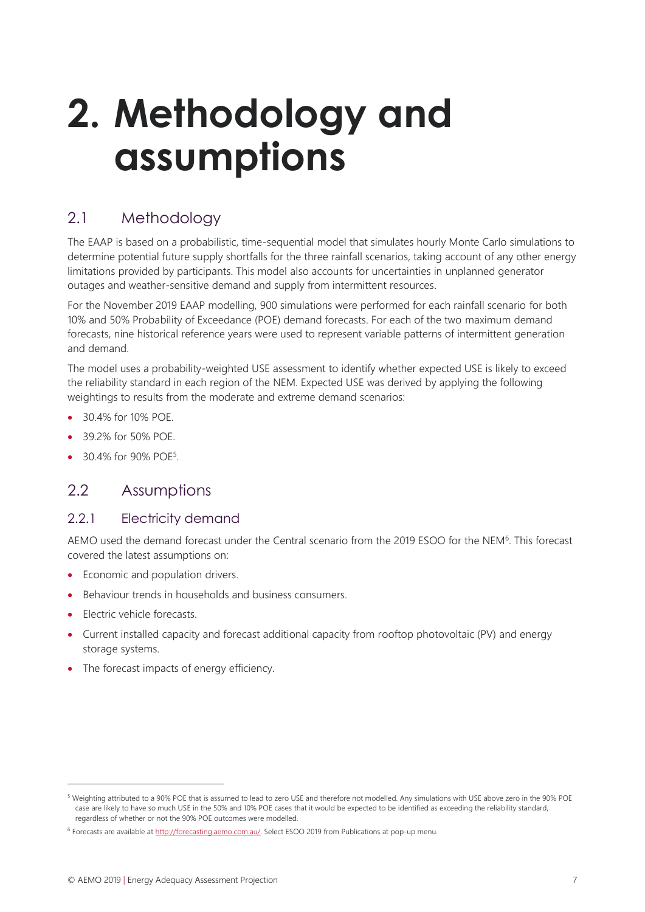# 2. Methodology and assumptions

## 2.1 Methodology

The EAAP is based on a probabilistic, time-sequential model that simulates hourly Monte Carlo simulations to determine potential future supply shortfalls for the three rainfall scenarios, taking account of any other energy limitations provided by participants. This model also accounts for uncertainties in unplanned generator outages and weather-sensitive demand and supply from intermittent resources.

For the November 2019 EAAP modelling, 900 simulations were performed for each rainfall scenario for both 10% and 50% Probability of Exceedance (POE) demand forecasts. For each of the two maximum demand forecasts, nine historical reference years were used to represent variable patterns of intermittent generation and demand.

The model uses a probability-weighted USE assessment to identify whether expected USE is likely to exceed the reliability standard in each region of the NEM. Expected USE was derived by applying the following weightings to results from the moderate and extreme demand scenarios:

- 30.4% for 10% POE.
- 39.2% for 50% POE.
- 30.4% for 90% POE[5].

## 2.2 Assumptions

### 2.2.1 Electricity demand

AEMO used the demand forecast under the Central scenario from the 2019 ESOO for the NEM[6]. This forecast covered the latest assumptions on:

- Economic and population drivers.
- Behaviour trends in households and business consumers.
- Electric vehicle forecasts.
- Current installed capacity and forecast additional capacity from rooftop photovoltaic (PV) and energy storage systems.
- The forecast impacts of energy efficiency.

[5] Weighting attributed to a 90% POE that is assumed to lead to zero USE and therefore not modelled. Any simulations with USE above zero in the 90% POE case are likely to have so much USE in the 50% and 10% POE cases that it would be expected to be identified as exceeding the reliability standard, regardless of whether or not the 90% POE outcomes were modelled.

[6] Forecasts are available at http://forecasting.aemo.com.au/. Select ESOO 2019 from Publications at pop-up menu.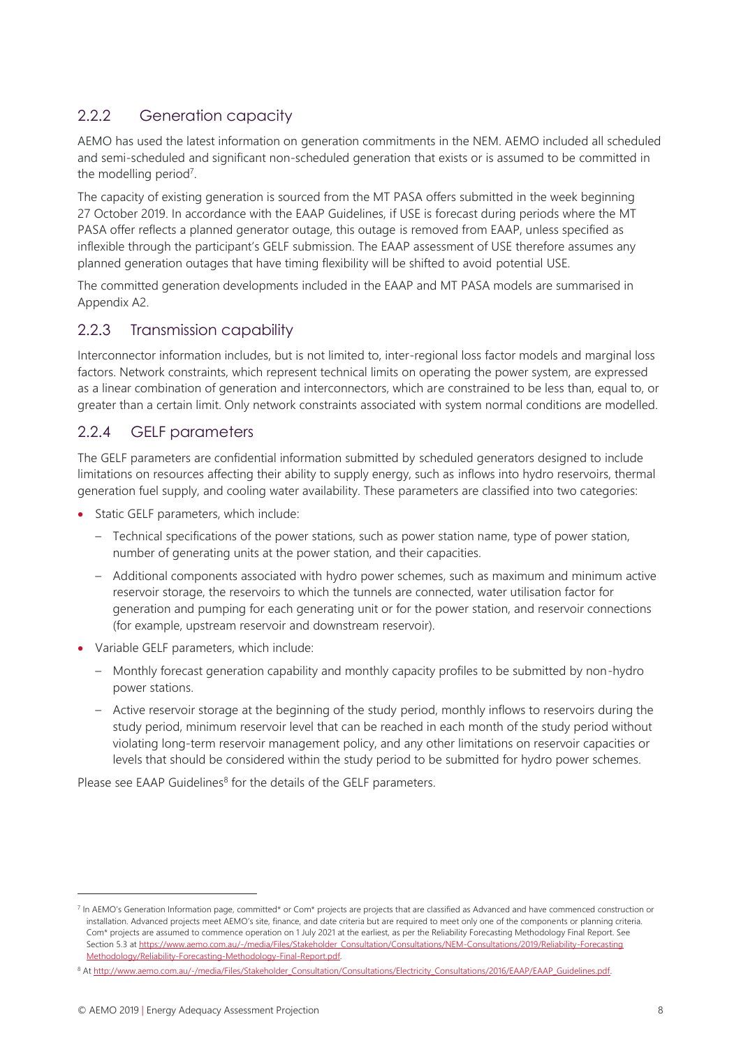### 2.2.2 Generation capacity

AEMO has used the latest information on generation commitments in the NEM. AEMO included all scheduled and semi-scheduled and significant non-scheduled generation that exists or is assumed to be committed in the modelling period[7].

The capacity of existing generation is sourced from the MT PASA offers submitted in the week beginning 27 October 2019. In accordance with the EAAP Guidelines, if USE is forecast during periods where the MT PASA offer reflects a planned generator outage, this outage is removed from EAAP, unless specified as inflexible through the participant's GELF submission. The EAAP assessment of USE therefore assumes any planned generation outages that have timing flexibility will be shifted to avoid potential USE.

The committed generation developments included in the EAAP and MT PASA models are summarised in Appendix A2.

### 2.2.3 Transmission capability

Interconnector information includes, but is not limited to, inter-regional loss factor models and marginal loss factors. Network constraints, which represent technical limits on operating the power system, are expressed as a linear combination of generation and interconnectors, which are constrained to be less than, equal to, or greater than a certain limit. Only network constraints associated with system normal conditions are modelled.

### 2.2.4 GELF parameters

The GELF parameters are confidential information submitted by scheduled generators designed to include limitations on resources affecting their ability to supply energy, such as inflows into hydro reservoirs, thermal generation fuel supply, and cooling water availability. These parameters are classified into two categories:

- Static GELF parameters, which include:
  - Technical specifications of the power stations, such as power station name, type of power station, number of generating units at the power station, and their capacities.
  - Additional components associated with hydro power schemes, such as maximum and minimum active reservoir storage, the reservoirs to which the tunnels are connected, water utilisation factor for generation and pumping for each generating unit or for the power station, and reservoir connections (for example, upstream reservoir and downstream reservoir).
- Variable GELF parameters, which include:
  - Monthly forecast generation capability and monthly capacity profiles to be submitted by non-hydro power stations.
  - Active reservoir storage at the beginning of the study period, monthly inflows to reservoirs during the study period, minimum reservoir level that can be reached in each month of the study period without violating long-term reservoir management policy, and any other limitations on reservoir capacities or levels that should be considered within the study period to be submitted for hydro power schemes.

Please see EAAP Guidelines[8] for the details of the GELF parameters.

---

[7] In AEMO's Generation Information page, committed* or Com* projects are projects that are classified as Advanced and have commenced construction or installation. Advanced projects meet AEMO's site, finance, and date criteria but are required to meet only one of the components or planning criteria. Com* projects are assumed to commence operation on 1 July 2021 at the earliest, as per the Reliability Forecasting Methodology Final Report. See Section 5.3 at https://www.aemo.com.au/-/media/Files/Stakeholder_Consultation/Consultations/NEM-Consultations/2019/Reliability-Forecasting Methodology/Reliability-Forecasting-Methodology-Final-Report.pdf.

[8] At http://www.aemo.com.au/-/media/Files/Stakeholder_Consultation/Consultations/Electricity_Consultations/2016/EAAP/EAAP_Guidelines.pdf.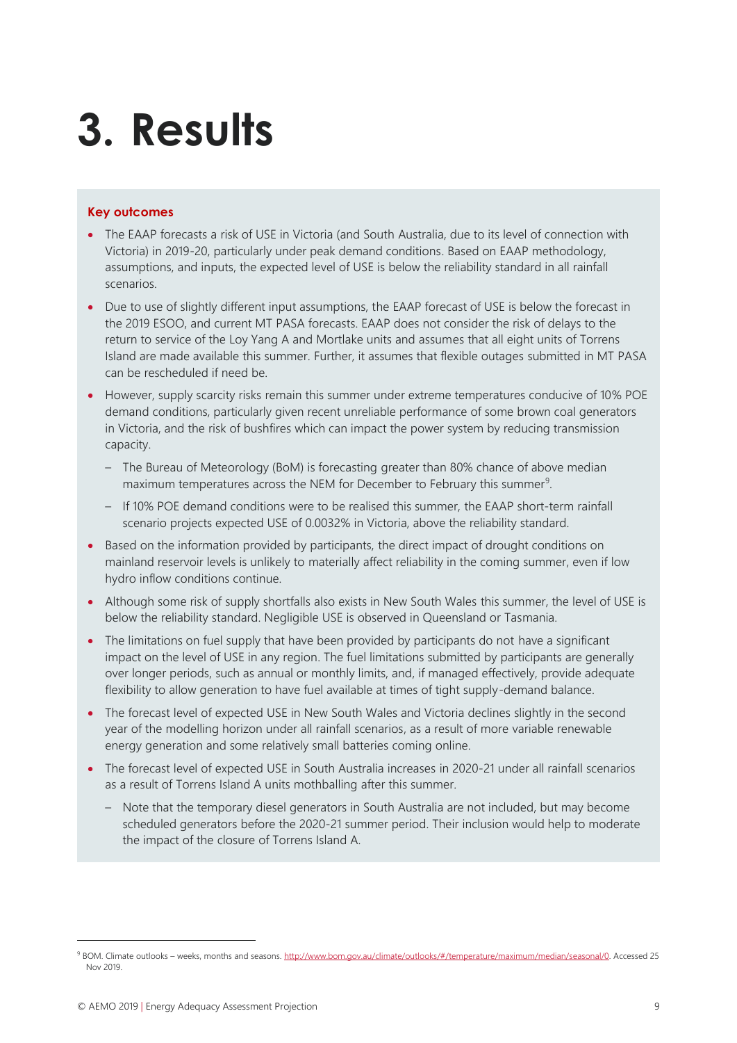# 3. Results

**Key outcomes**

- The EAAP forecasts a risk of USE in Victoria (and South Australia, due to its level of connection with Victoria) in 2019-20, particularly under peak demand conditions. Based on EAAP methodology, assumptions, and inputs, the expected level of USE is below the reliability standard in all rainfall scenarios.
- Due to use of slightly different input assumptions, the EAAP forecast of USE is below the forecast in the 2019 ESOO, and current MT PASA forecasts. EAAP does not consider the risk of delays to the return to service of the Loy Yang A and Mortlake units and assumes that all eight units of Torrens Island are made available this summer. Further, it assumes that flexible outages submitted in MT PASA can be rescheduled if need be.
- However, supply scarcity risks remain this summer under extreme temperatures conducive of 10% POE demand conditions, particularly given recent unreliable performance of some brown coal generators in Victoria, and the risk of bushfires which can impact the power system by reducing transmission capacity.
  - The Bureau of Meteorology (BoM) is forecasting greater than 80% chance of above median maximum temperatures across the NEM for December to February this summer[9].
  - If 10% POE demand conditions were to be realised this summer, the EAAP short-term rainfall scenario projects expected USE of 0.0032% in Victoria, above the reliability standard.
- Based on the information provided by participants, the direct impact of drought conditions on mainland reservoir levels is unlikely to materially affect reliability in the coming summer, even if low hydro inflow conditions continue.
- Although some risk of supply shortfalls also exists in New South Wales this summer, the level of USE is below the reliability standard. Negligible USE is observed in Queensland or Tasmania.
- The limitations on fuel supply that have been provided by participants do not have a significant impact on the level of USE in any region. The fuel limitations submitted by participants are generally over longer periods, such as annual or monthly limits, and, if managed effectively, provide adequate flexibility to allow generation to have fuel available at times of tight supply-demand balance.
- The forecast level of expected USE in New South Wales and Victoria declines slightly in the second year of the modelling horizon under all rainfall scenarios, as a result of more variable renewable energy generation and some relatively small batteries coming online.
- The forecast level of expected USE in South Australia increases in 2020-21 under all rainfall scenarios as a result of Torrens Island A units mothballing after this summer.
  - Note that the temporary diesel generators in South Australia are not included, but may become scheduled generators before the 2020-21 summer period. Their inclusion would help to moderate the impact of the closure of Torrens Island A.

[9] BOM. Climate outlooks – weeks, months and seasons. http://www.bom.gov.au/climate/outlooks/#/temperature/maximum/median/seasonal/0. Accessed 25 Nov 2019.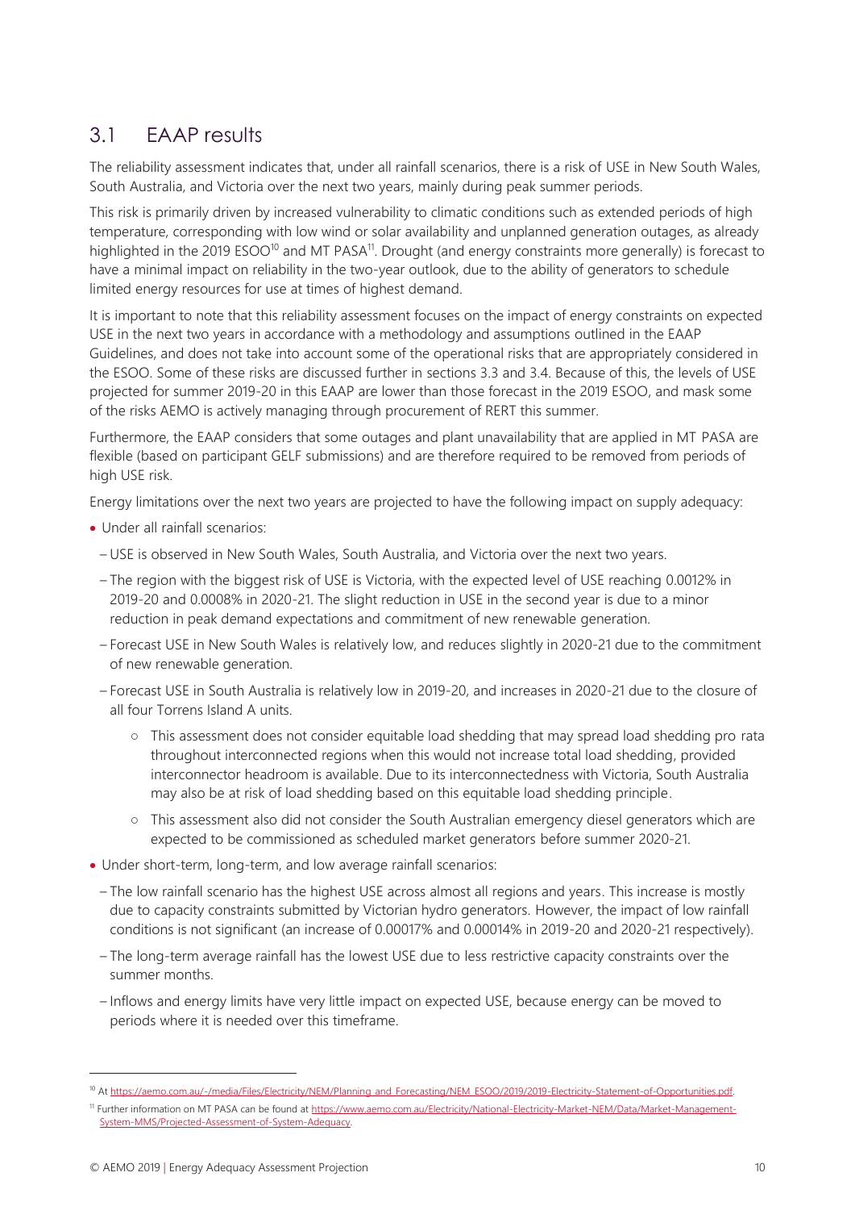## 3.1 EAAP results

The reliability assessment indicates that, under all rainfall scenarios, there is a risk of USE in New South Wales, South Australia, and Victoria over the next two years, mainly during peak summer periods.

This risk is primarily driven by increased vulnerability to climatic conditions such as extended periods of high temperature, corresponding with low wind or solar availability and unplanned generation outages, as already highlighted in the 2019 ESOO[10] and MT PASA[11]. Drought (and energy constraints more generally) is forecast to have a minimal impact on reliability in the two-year outlook, due to the ability of generators to schedule limited energy resources for use at times of highest demand.

It is important to note that this reliability assessment focuses on the impact of energy constraints on expected USE in the next two years in accordance with a methodology and assumptions outlined in the EAAP Guidelines, and does not take into account some of the operational risks that are appropriately considered in the ESOO. Some of these risks are discussed further in sections 3.3 and 3.4. Because of this, the levels of USE projected for summer 2019-20 in this EAAP are lower than those forecast in the 2019 ESOO, and mask some of the risks AEMO is actively managing through procurement of RERT this summer.

Furthermore, the EAAP considers that some outages and plant unavailability that are applied in MT PASA are flexible (based on participant GELF submissions) and are therefore required to be removed from periods of high USE risk.

Energy limitations over the next two years are projected to have the following impact on supply adequacy:

- Under all rainfall scenarios:
  - USE is observed in New South Wales, South Australia, and Victoria over the next two years.
  - The region with the biggest risk of USE is Victoria, with the expected level of USE reaching 0.0012% in 2019-20 and 0.0008% in 2020-21. The slight reduction in USE in the second year is due to a minor reduction in peak demand expectations and commitment of new renewable generation.
  - Forecast USE in New South Wales is relatively low, and reduces slightly in 2020-21 due to the commitment of new renewable generation.
  - Forecast USE in South Australia is relatively low in 2019-20, and increases in 2020-21 due to the closure of all four Torrens Island A units.
    - This assessment does not consider equitable load shedding that may spread load shedding pro rata throughout interconnected regions when this would not increase total load shedding, provided interconnector headroom is available. Due to its interconnectedness with Victoria, South Australia may also be at risk of load shedding based on this equitable load shedding principle.
    - This assessment also did not consider the South Australian emergency diesel generators which are expected to be commissioned as scheduled market generators before summer 2020-21.
- Under short-term, long-term, and low average rainfall scenarios:
  - The low rainfall scenario has the highest USE across almost all regions and years. This increase is mostly due to capacity constraints submitted by Victorian hydro generators. However, the impact of low rainfall conditions is not significant (an increase of 0.00017% and 0.00014% in 2019-20 and 2020-21 respectively).
  - The long-term average rainfall has the lowest USE due to less restrictive capacity constraints over the summer months.
  - Inflows and energy limits have very little impact on expected USE, because energy can be moved to periods where it is needed over this timeframe.

---

[10] At https://aemo.com.au/-/media/Files/Electricity/NEM/Planning_and_Forecasting/NEM_ESOO/2019/2019-Electricity-Statement-of-Opportunities.pdf.

[11] Further information on MT PASA can be found at https://www.aemo.com.au/Electricity/National-Electricity-Market-NEM/Data/Market-Management-System-MMS/Projected-Assessment-of-System-Adequacy.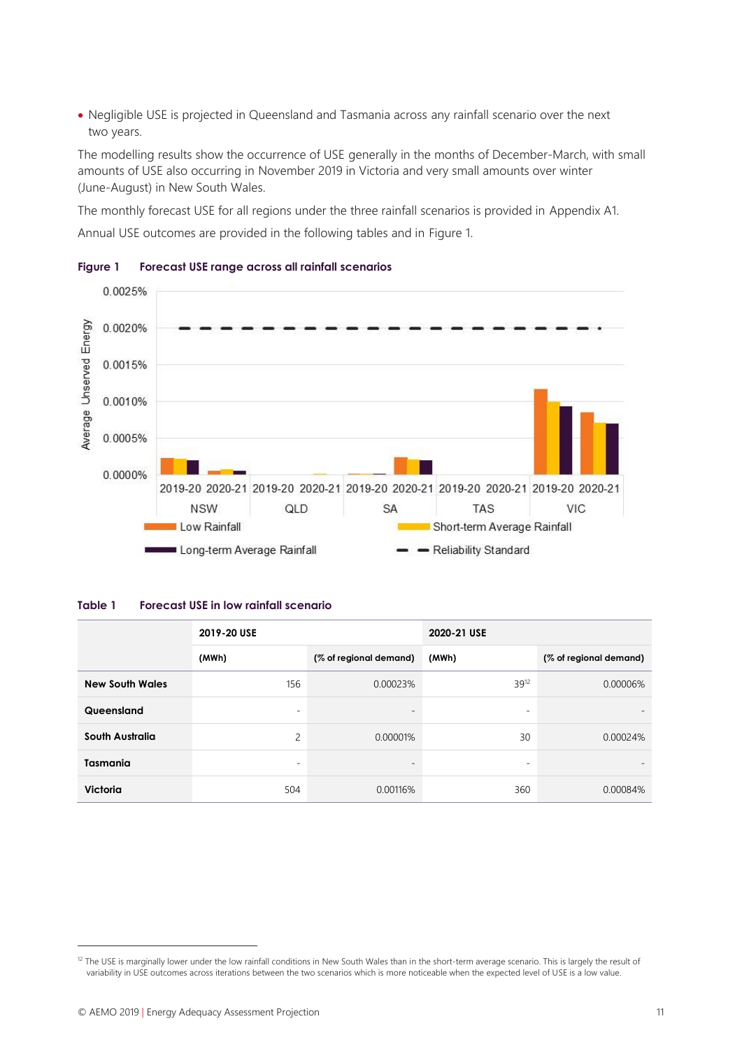- Negligible USE is projected in Queensland and Tasmania across any rainfall scenario over the next two years.

The modelling results show the occurrence of USE generally in the months of December-March, with small amounts of USE also occurring in November 2019 in Victoria and very small amounts over winter (June-August) in New South Wales.

The monthly forecast USE for all regions under the three rainfall scenarios is provided in Appendix A1.

Annual USE outcomes are provided in the following tables and in Figure 1.

**Figure 1 Forecast USE range across all rainfall scenarios**

**Table 1 Forecast USE in low rainfall scenario**

| | 2019-20 USE | | 2020-21 USE | |
|---|---|---|---|---|
| | (MWh) | (% of regional demand) | (MWh) | (% of regional demand) |
| **New South Wales** | 156 | 0.00023% | 39[12] | 0.00006% |
| **Queensland** | - | - | - | - |
| **South Australia** | 2 | 0.00001% | 30 | 0.00024% |
| **Tasmania** | - | - | - | - |
| **Victoria** | 504 | 0.00116% | 360 | 0.00084% |

[12] The USE is marginally lower under the low rainfall conditions in New South Wales than in the short-term average scenario. This is largely the result of variability in USE outcomes across iterations between the two scenarios which is more noticeable when the expected level of USE is a low value.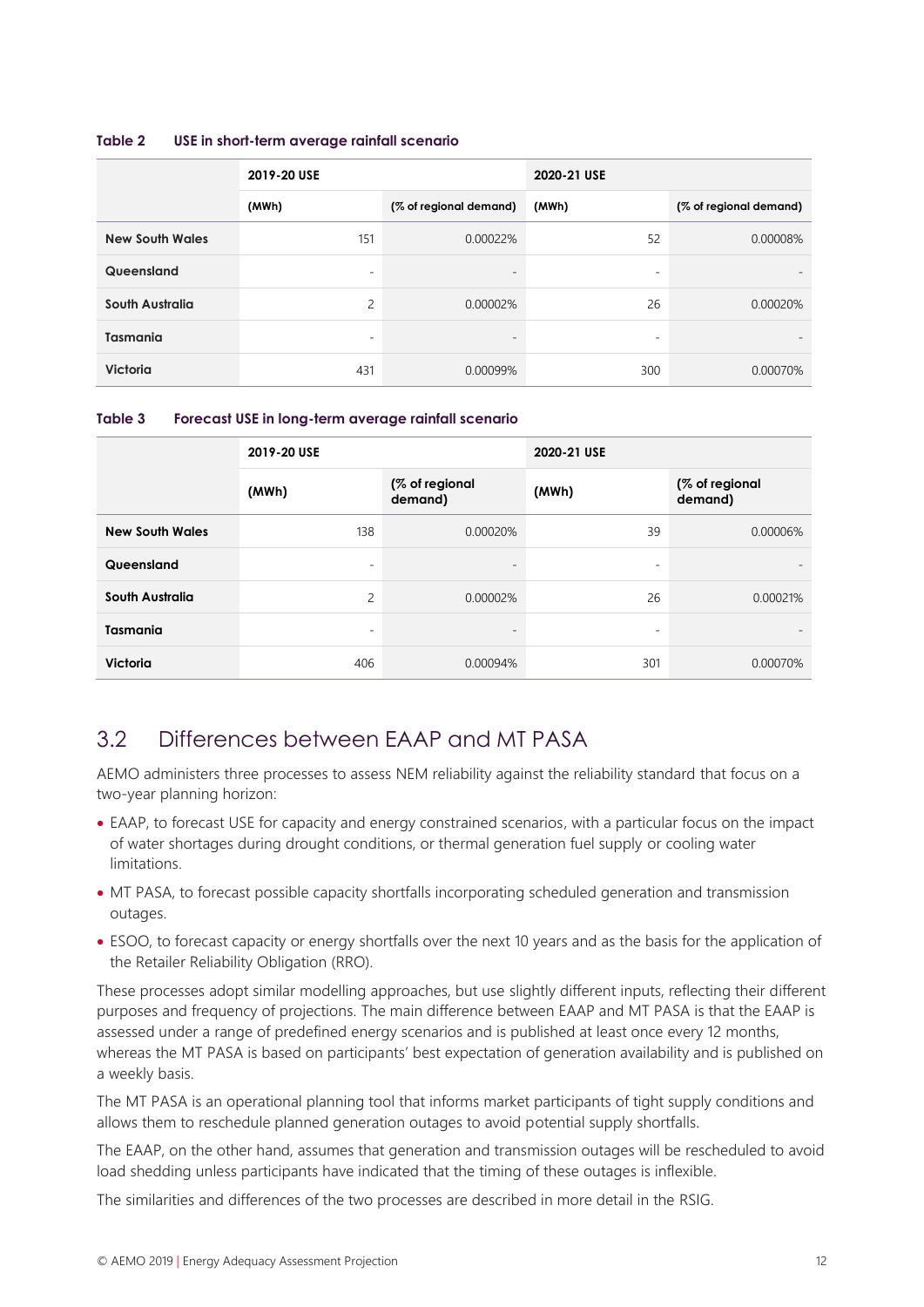**Table 2 USE in short-term average rainfall scenario**

| | 2019-20 USE | | 2020-21 USE | |
|---|---|---|---|---|
| | (MWh) | (% of regional demand) | (MWh) | (% of regional demand) |
| **New South Wales** | 151 | 0.00022% | 52 | 0.00008% |
| **Queensland** | - | - | - | - |
| **South Australia** | 2 | 0.00002% | 26 | 0.00020% |
| **Tasmania** | - | - | - | - |
| **Victoria** | 431 | 0.00099% | 300 | 0.00070% |

**Table 3 Forecast USE in long-term average rainfall scenario**

| | 2019-20 USE | | 2020-21 USE | |
|---|---|---|---|---|
| | (MWh) | (% of regional demand) | (MWh) | (% of regional demand) |
| **New South Wales** | 138 | 0.00020% | 39 | 0.00006% |
| **Queensland** | - | - | - | - |
| **South Australia** | 2 | 0.00002% | 26 | 0.00021% |
| **Tasmania** | - | - | - | - |
| **Victoria** | 406 | 0.00094% | 301 | 0.00070% |

## 3.2 Differences between EAAP and MT PASA

AEMO administers three processes to assess NEM reliability against the reliability standard that focus on a two-year planning horizon:

- EAAP, to forecast USE for capacity and energy constrained scenarios, with a particular focus on the impact of water shortages during drought conditions, or thermal generation fuel supply or cooling water limitations.
- MT PASA, to forecast possible capacity shortfalls incorporating scheduled generation and transmission outages.
- ESOO, to forecast capacity or energy shortfalls over the next 10 years and as the basis for the application of the Retailer Reliability Obligation (RRO).

These processes adopt similar modelling approaches, but use slightly different inputs, reflecting their different purposes and frequency of projections. The main difference between EAAP and MT PASA is that the EAAP is assessed under a range of predefined energy scenarios and is published at least once every 12 months, whereas the MT PASA is based on participants' best expectation of generation availability and is published on a weekly basis.

The MT PASA is an operational planning tool that informs market participants of tight supply conditions and allows them to reschedule planned generation outages to avoid potential supply shortfalls.

The EAAP, on the other hand, assumes that generation and transmission outages will be rescheduled to avoid load shedding unless participants have indicated that the timing of these outages is inflexible.

The similarities and differences of the two processes are described in more detail in the RSIG.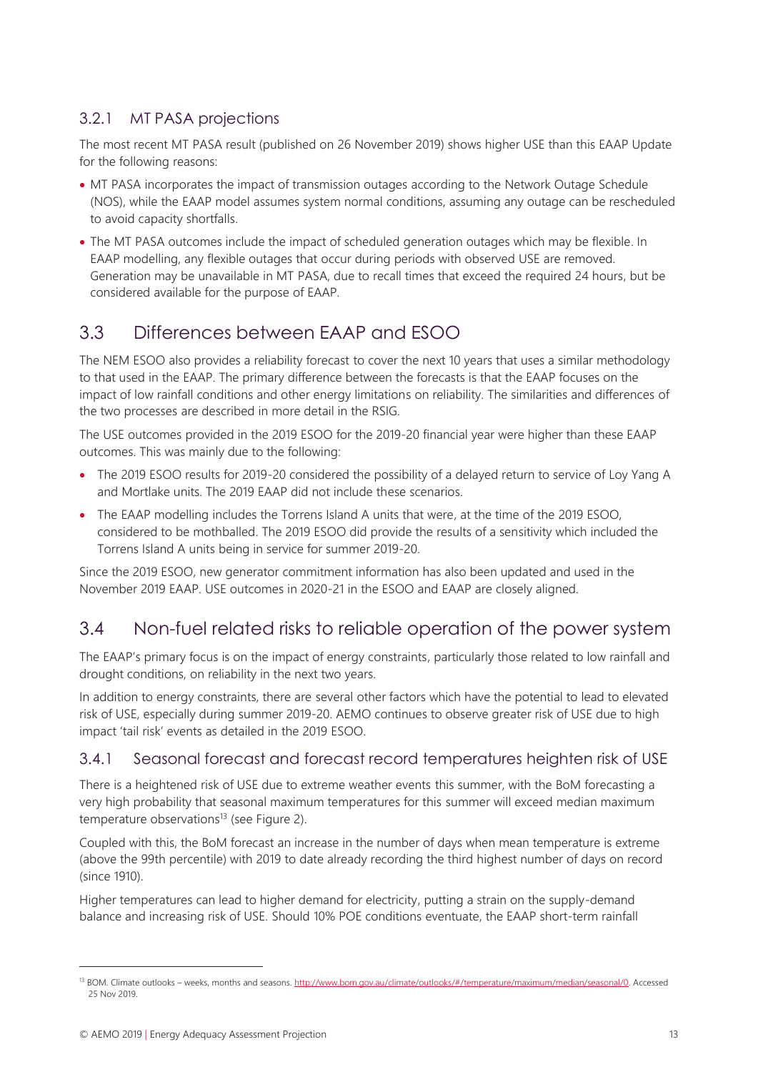### 3.2.1 MT PASA projections

The most recent MT PASA result (published on 26 November 2019) shows higher USE than this EAAP Update for the following reasons:

- MT PASA incorporates the impact of transmission outages according to the Network Outage Schedule (NOS), while the EAAP model assumes system normal conditions, assuming any outage can be rescheduled to avoid capacity shortfalls.
- The MT PASA outcomes include the impact of scheduled generation outages which may be flexible. In EAAP modelling, any flexible outages that occur during periods with observed USE are removed. Generation may be unavailable in MT PASA, due to recall times that exceed the required 24 hours, but be considered available for the purpose of EAAP.

## 3.3 Differences between EAAP and ESOO

The NEM ESOO also provides a reliability forecast to cover the next 10 years that uses a similar methodology to that used in the EAAP. The primary difference between the forecasts is that the EAAP focuses on the impact of low rainfall conditions and other energy limitations on reliability. The similarities and differences of the two processes are described in more detail in the RSIG.

The USE outcomes provided in the 2019 ESOO for the 2019-20 financial year were higher than these EAAP outcomes. This was mainly due to the following:

- The 2019 ESOO results for 2019-20 considered the possibility of a delayed return to service of Loy Yang A and Mortlake units. The 2019 EAAP did not include these scenarios.
- The EAAP modelling includes the Torrens Island A units that were, at the time of the 2019 ESOO, considered to be mothballed. The 2019 ESOO did provide the results of a sensitivity which included the Torrens Island A units being in service for summer 2019-20.

Since the 2019 ESOO, new generator commitment information has also been updated and used in the November 2019 EAAP. USE outcomes in 2020-21 in the ESOO and EAAP are closely aligned.

## 3.4 Non-fuel related risks to reliable operation of the power system

The EAAP's primary focus is on the impact of energy constraints, particularly those related to low rainfall and drought conditions, on reliability in the next two years.

In addition to energy constraints, there are several other factors which have the potential to lead to elevated risk of USE, especially during summer 2019-20. AEMO continues to observe greater risk of USE due to high impact 'tail risk' events as detailed in the 2019 ESOO.

### 3.4.1 Seasonal forecast and forecast record temperatures heighten risk of USE

There is a heightened risk of USE due to extreme weather events this summer, with the BoM forecasting a very high probability that seasonal maximum temperatures for this summer will exceed median maximum temperature observations[13] (see Figure 2).

Coupled with this, the BoM forecast an increase in the number of days when mean temperature is extreme (above the 99th percentile) with 2019 to date already recording the third highest number of days on record (since 1910).

Higher temperatures can lead to higher demand for electricity, putting a strain on the supply-demand balance and increasing risk of USE. Should 10% POE conditions eventuate, the EAAP short-term rainfall

[13] BOM. Climate outlooks – weeks, months and seasons. http://www.bom.gov.au/climate/outlooks/#/temperature/maximum/median/seasonal/0. Accessed 25 Nov 2019.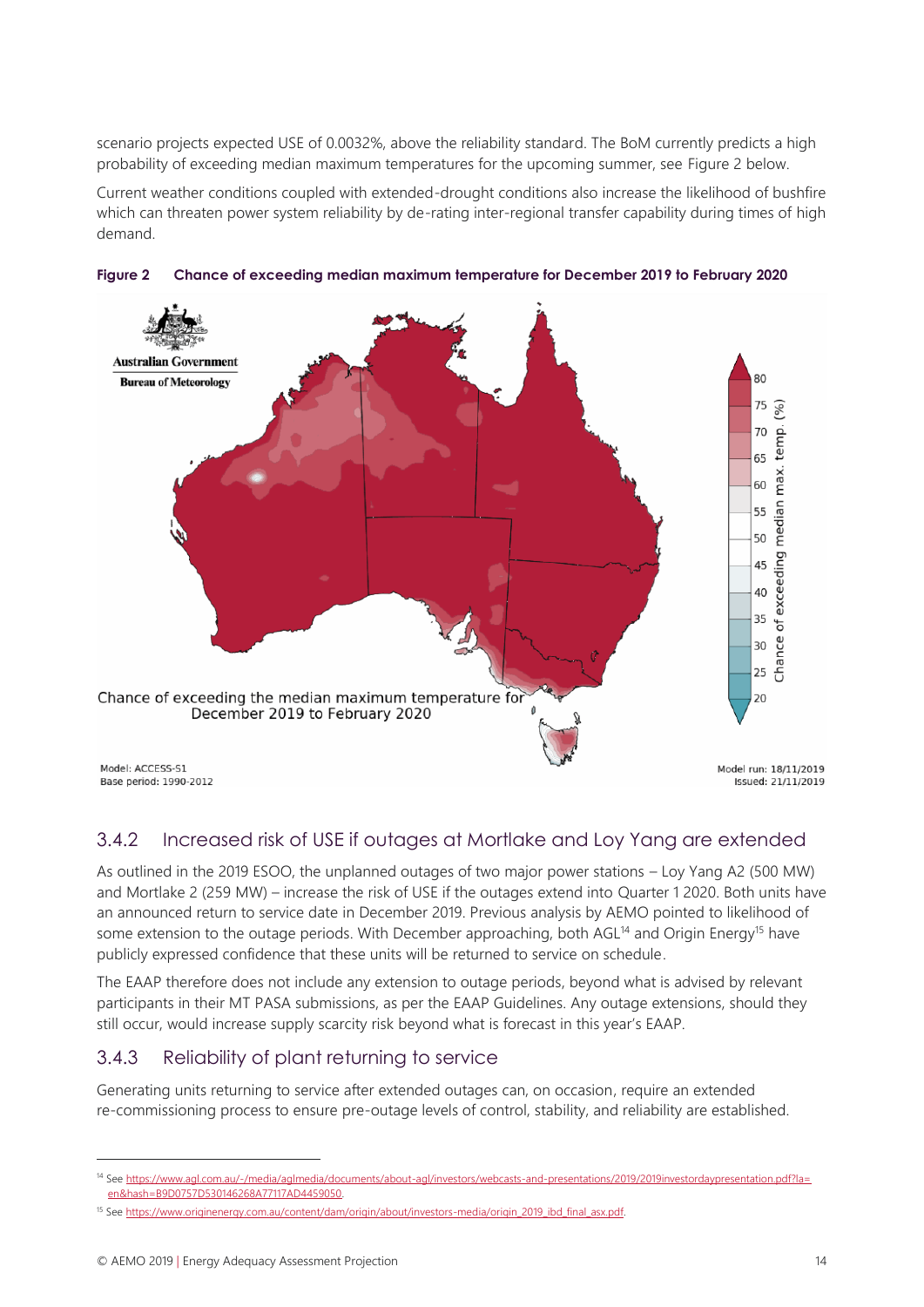scenario projects expected USE of 0.0032%, above the reliability standard. The BoM currently predicts a high probability of exceeding median maximum temperatures for the upcoming summer, see Figure 2 below.

Current weather conditions coupled with extended-drought conditions also increase the likelihood of bushfire which can threaten power system reliability by de-rating inter-regional transfer capability during times of high demand.

**Figure 2 Chance of exceeding median maximum temperature for December 2019 to February 2020**

### 3.4.2 Increased risk of USE if outages at Mortlake and Loy Yang are extended

As outlined in the 2019 ESOO, the unplanned outages of two major power stations – Loy Yang A2 (500 MW) and Mortlake 2 (259 MW) – increase the risk of USE if the outages extend into Quarter 1 2020. Both units have an announced return to service date in December 2019. Previous analysis by AEMO pointed to likelihood of some extension to the outage periods. With December approaching, both AGL[14] and Origin Energy[15] have publicly expressed confidence that these units will be returned to service on schedule.

The EAAP therefore does not include any extension to outage periods, beyond what is advised by relevant participants in their MT PASA submissions, as per the EAAP Guidelines. Any outage extensions, should they still occur, would increase supply scarcity risk beyond what is forecast in this year's EAAP.

### 3.4.3 Reliability of plant returning to service

Generating units returning to service after extended outages can, on occasion, require an extended re-commissioning process to ensure pre-outage levels of control, stability, and reliability are established.

---

[14] See https://www.agl.com.au/-/media/aglmedia/documents/about-agl/investors/webcasts-and-presentations/2019/2019investordaypresentation.pdf?la=en&hash=B9D0757D530146268A77117AD4459050.

[15] See https://www.originenergy.com.au/content/dam/origin/about/investors-media/origin_2019_ibd_final_asx.pdf.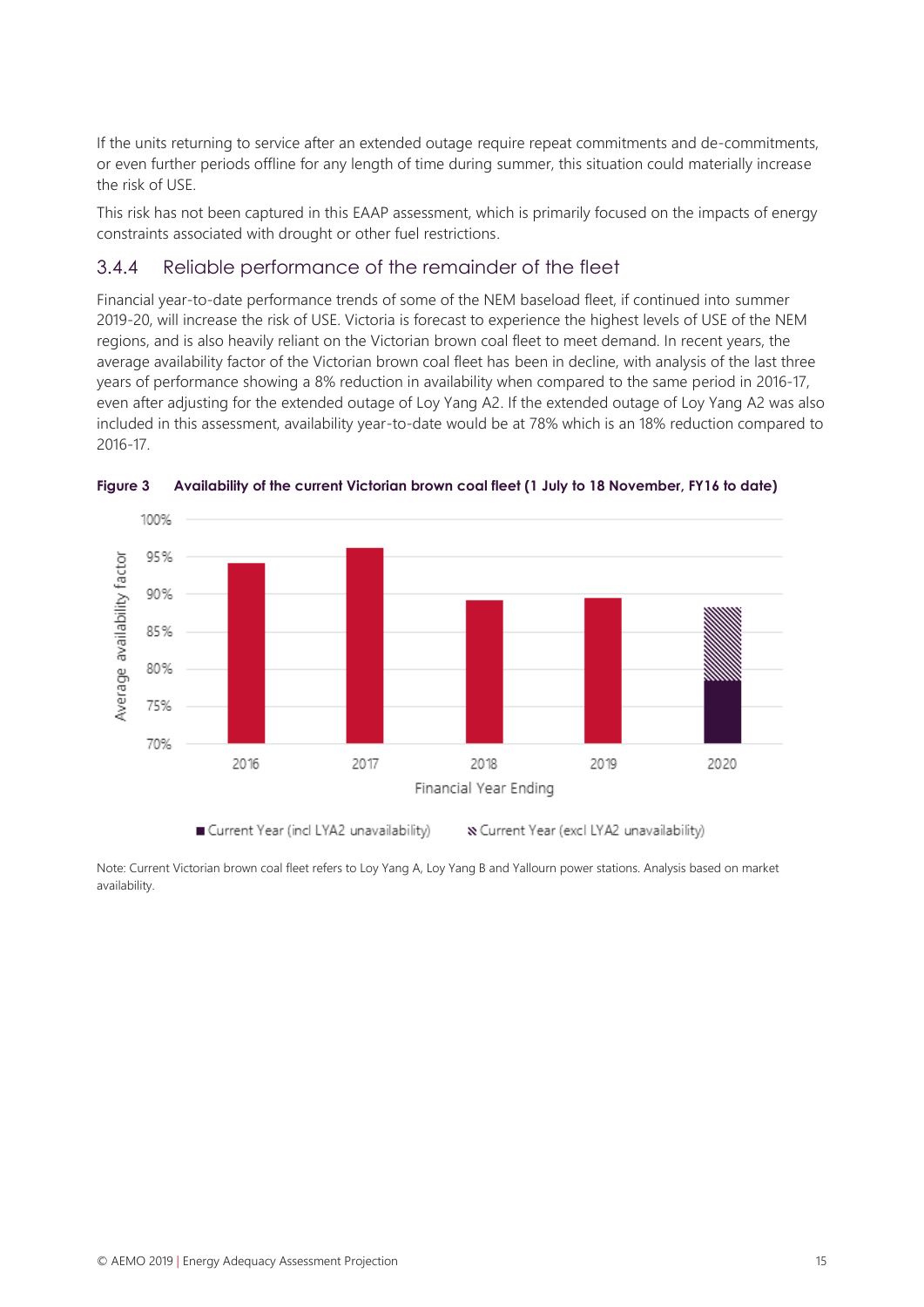If the units returning to service after an extended outage require repeat commitments and de-commitments, or even further periods offline for any length of time during summer, this situation could materially increase the risk of USE.

This risk has not been captured in this EAAP assessment, which is primarily focused on the impacts of energy constraints associated with drought or other fuel restrictions.

### 3.4.4 Reliable performance of the remainder of the fleet

Financial year-to-date performance trends of some of the NEM baseload fleet, if continued into summer 2019-20, will increase the risk of USE. Victoria is forecast to experience the highest levels of USE of the NEM regions, and is also heavily reliant on the Victorian brown coal fleet to meet demand. In recent years, the average availability factor of the Victorian brown coal fleet has been in decline, with analysis of the last three years of performance showing a 8% reduction in availability when compared to the same period in 2016-17, even after adjusting for the extended outage of Loy Yang A2. If the extended outage of Loy Yang A2 was also included in this assessment, availability year-to-date would be at 78% which is an 18% reduction compared to 2016-17.

**Figure 3 Availability of the current Victorian brown coal fleet (1 July to 18 November, FY16 to date)**

Note: Current Victorian brown coal fleet refers to Loy Yang A, Loy Yang B and Yallourn power stations. Analysis based on market availability.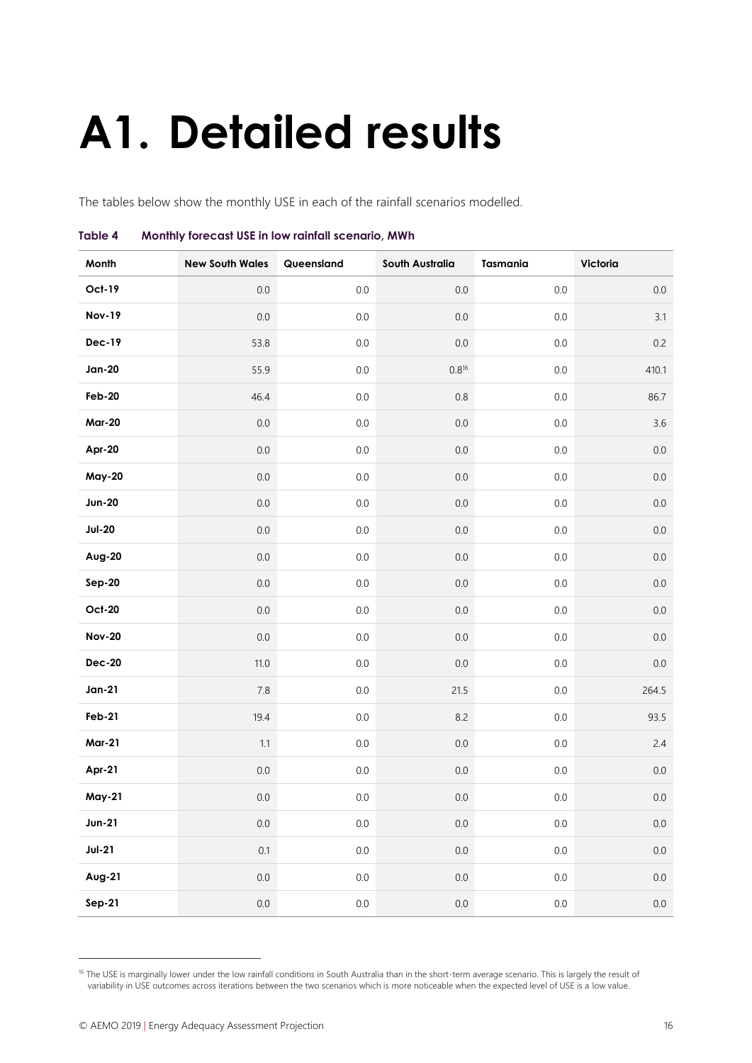# A1. Detailed results

The tables below show the monthly USE in each of the rainfall scenarios modelled.

**Table 4 Monthly forecast USE in low rainfall scenario, MWh**

| Month | New South Wales | Queensland | South Australia | Tasmania | Victoria |
|---|---|---|---|---|---|
| **Oct-19** | 0.0 | 0.0 | 0.0 | 0.0 | 0.0 |
| **Nov-19** | 0.0 | 0.0 | 0.0 | 0.0 | 3.1 |
| **Dec-19** | 53.8 | 0.0 | 0.0 | 0.0 | 0.2 |
| **Jan-20** | 55.9 | 0.0 | 0.8[16] | 0.0 | 410.1 |
| **Feb-20** | 46.4 | 0.0 | 0.8 | 0.0 | 86.7 |
| **Mar-20** | 0.0 | 0.0 | 0.0 | 0.0 | 3.6 |
| **Apr-20** | 0.0 | 0.0 | 0.0 | 0.0 | 0.0 |
| **May-20** | 0.0 | 0.0 | 0.0 | 0.0 | 0.0 |
| **Jun-20** | 0.0 | 0.0 | 0.0 | 0.0 | 0.0 |
| **Jul-20** | 0.0 | 0.0 | 0.0 | 0.0 | 0.0 |
| **Aug-20** | 0.0 | 0.0 | 0.0 | 0.0 | 0.0 |
| **Sep-20** | 0.0 | 0.0 | 0.0 | 0.0 | 0.0 |
| **Oct-20** | 0.0 | 0.0 | 0.0 | 0.0 | 0.0 |
| **Nov-20** | 0.0 | 0.0 | 0.0 | 0.0 | 0.0 |
| **Dec-20** | 11.0 | 0.0 | 0.0 | 0.0 | 0.0 |
| **Jan-21** | 7.8 | 0.0 | 21.5 | 0.0 | 264.5 |
| **Feb-21** | 19.4 | 0.0 | 8.2 | 0.0 | 93.5 |
| **Mar-21** | 1.1 | 0.0 | 0.0 | 0.0 | 2.4 |
| **Apr-21** | 0.0 | 0.0 | 0.0 | 0.0 | 0.0 |
| **May-21** | 0.0 | 0.0 | 0.0 | 0.0 | 0.0 |
| **Jun-21** | 0.0 | 0.0 | 0.0 | 0.0 | 0.0 |
| **Jul-21** | 0.1 | 0.0 | 0.0 | 0.0 | 0.0 |
| **Aug-21** | 0.0 | 0.0 | 0.0 | 0.0 | 0.0 |
| **Sep-21** | 0.0 | 0.0 | 0.0 | 0.0 | 0.0 |

[16] The USE is marginally lower under the low rainfall conditions in South Australia than in the short-term average scenario. This is largely the result of variability in USE outcomes across iterations between the two scenarios which is more noticeable when the expected level of USE is a low value.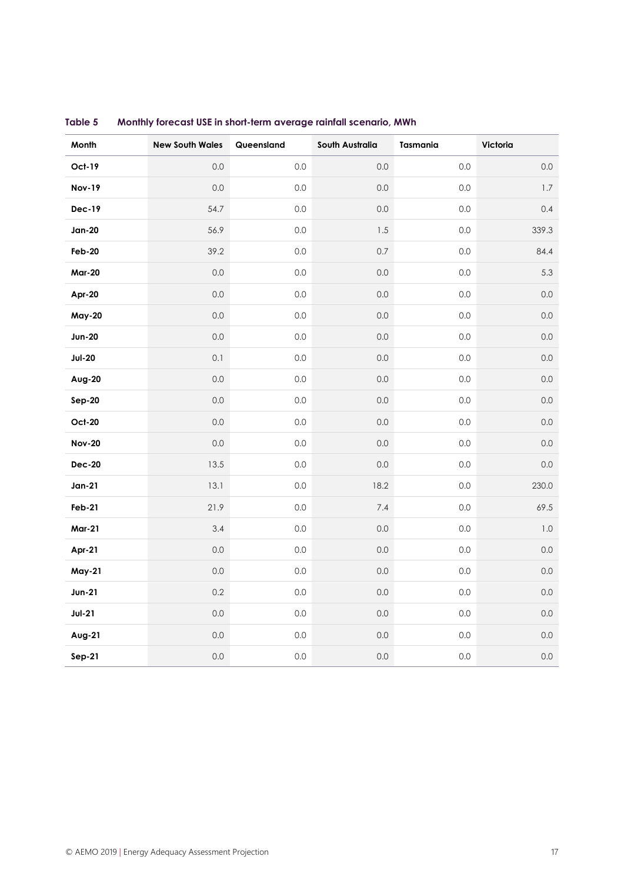**Table 5 Monthly forecast USE in short-term average rainfall scenario, MWh**

| Month | New South Wales | Queensland | South Australia | Tasmania | Victoria |
|---|---|---|---|---|---|
| **Oct-19** | 0.0 | 0.0 | 0.0 | 0.0 | 0.0 |
| **Nov-19** | 0.0 | 0.0 | 0.0 | 0.0 | 1.7 |
| **Dec-19** | 54.7 | 0.0 | 0.0 | 0.0 | 0.4 |
| **Jan-20** | 56.9 | 0.0 | 1.5 | 0.0 | 339.3 |
| **Feb-20** | 39.2 | 0.0 | 0.7 | 0.0 | 84.4 |
| **Mar-20** | 0.0 | 0.0 | 0.0 | 0.0 | 5.3 |
| **Apr-20** | 0.0 | 0.0 | 0.0 | 0.0 | 0.0 |
| **May-20** | 0.0 | 0.0 | 0.0 | 0.0 | 0.0 |
| **Jun-20** | 0.0 | 0.0 | 0.0 | 0.0 | 0.0 |
| **Jul-20** | 0.1 | 0.0 | 0.0 | 0.0 | 0.0 |
| **Aug-20** | 0.0 | 0.0 | 0.0 | 0.0 | 0.0 |
| **Sep-20** | 0.0 | 0.0 | 0.0 | 0.0 | 0.0 |
| **Oct-20** | 0.0 | 0.0 | 0.0 | 0.0 | 0.0 |
| **Nov-20** | 0.0 | 0.0 | 0.0 | 0.0 | 0.0 |
| **Dec-20** | 13.5 | 0.0 | 0.0 | 0.0 | 0.0 |
| **Jan-21** | 13.1 | 0.0 | 18.2 | 0.0 | 230.0 |
| **Feb-21** | 21.9 | 0.0 | 7.4 | 0.0 | 69.5 |
| **Mar-21** | 3.4 | 0.0 | 0.0 | 0.0 | 1.0 |
| **Apr-21** | 0.0 | 0.0 | 0.0 | 0.0 | 0.0 |
| **May-21** | 0.0 | 0.0 | 0.0 | 0.0 | 0.0 |
| **Jun-21** | 0.2 | 0.0 | 0.0 | 0.0 | 0.0 |
| **Jul-21** | 0.0 | 0.0 | 0.0 | 0.0 | 0.0 |
| **Aug-21** | 0.0 | 0.0 | 0.0 | 0.0 | 0.0 |
| **Sep-21** | 0.0 | 0.0 | 0.0 | 0.0 | 0.0 |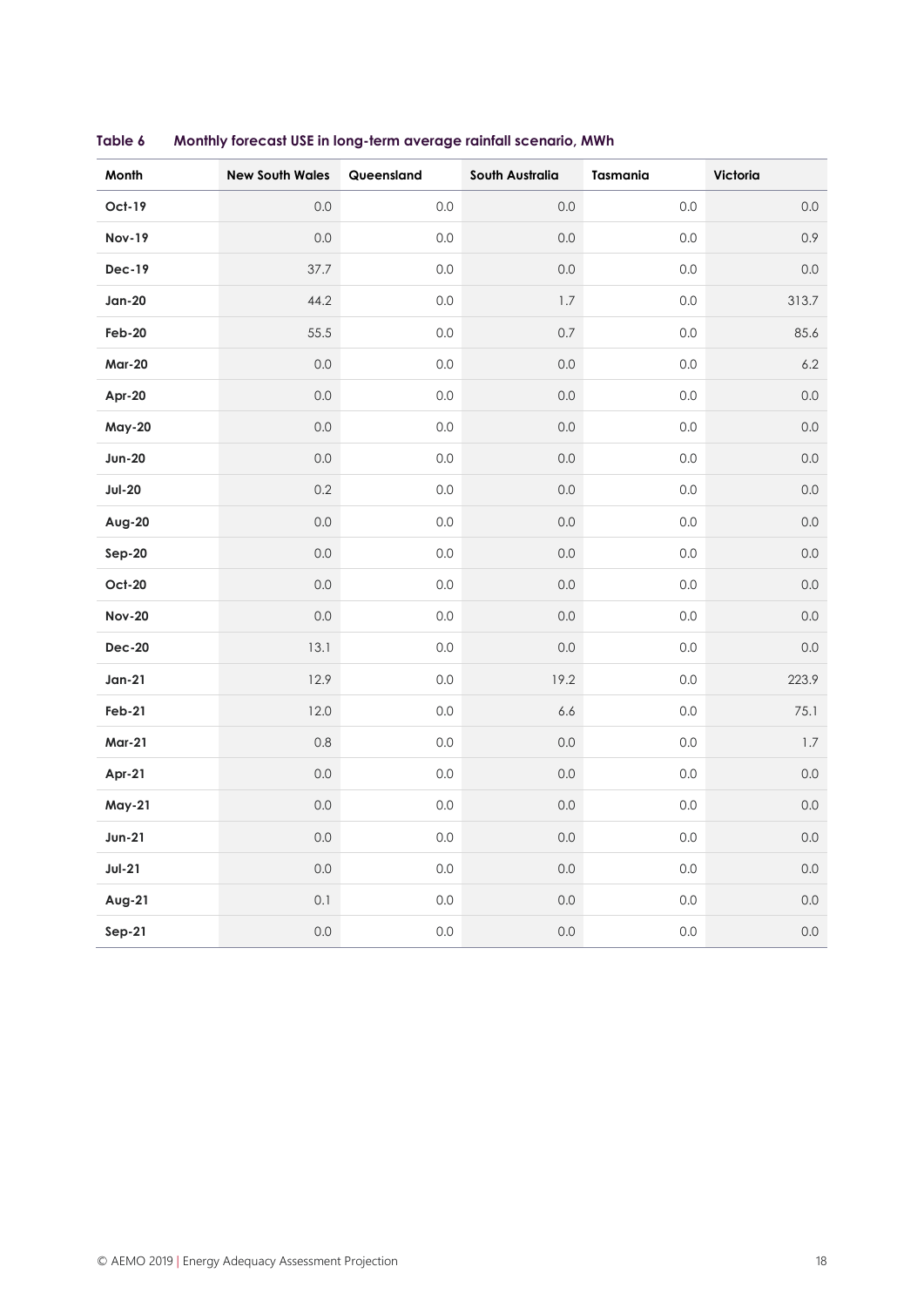**Table 6 Monthly forecast USE in long-term average rainfall scenario, MWh**

| Month | New South Wales | Queensland | South Australia | Tasmania | Victoria |
|---|---|---|---|---|---|
| Oct-19 | 0.0 | 0.0 | 0.0 | 0.0 | 0.0 |
| Nov-19 | 0.0 | 0.0 | 0.0 | 0.0 | 0.9 |
| Dec-19 | 37.7 | 0.0 | 0.0 | 0.0 | 0.0 |
| Jan-20 | 44.2 | 0.0 | 1.7 | 0.0 | 313.7 |
| Feb-20 | 55.5 | 0.0 | 0.7 | 0.0 | 85.6 |
| Mar-20 | 0.0 | 0.0 | 0.0 | 0.0 | 6.2 |
| Apr-20 | 0.0 | 0.0 | 0.0 | 0.0 | 0.0 |
| May-20 | 0.0 | 0.0 | 0.0 | 0.0 | 0.0 |
| Jun-20 | 0.0 | 0.0 | 0.0 | 0.0 | 0.0 |
| Jul-20 | 0.2 | 0.0 | 0.0 | 0.0 | 0.0 |
| Aug-20 | 0.0 | 0.0 | 0.0 | 0.0 | 0.0 |
| Sep-20 | 0.0 | 0.0 | 0.0 | 0.0 | 0.0 |
| Oct-20 | 0.0 | 0.0 | 0.0 | 0.0 | 0.0 |
| Nov-20 | 0.0 | 0.0 | 0.0 | 0.0 | 0.0 |
| Dec-20 | 13.1 | 0.0 | 0.0 | 0.0 | 0.0 |
| Jan-21 | 12.9 | 0.0 | 19.2 | 0.0 | 223.9 |
| Feb-21 | 12.0 | 0.0 | 6.6 | 0.0 | 75.1 |
| Mar-21 | 0.8 | 0.0 | 0.0 | 0.0 | 1.7 |
| Apr-21 | 0.0 | 0.0 | 0.0 | 0.0 | 0.0 |
| May-21 | 0.0 | 0.0 | 0.0 | 0.0 | 0.0 |
| Jun-21 | 0.0 | 0.0 | 0.0 | 0.0 | 0.0 |
| Jul-21 | 0.0 | 0.0 | 0.0 | 0.0 | 0.0 |
| Aug-21 | 0.1 | 0.0 | 0.0 | 0.0 | 0.0 |
| Sep-21 | 0.0 | 0.0 | 0.0 | 0.0 | 0.0 |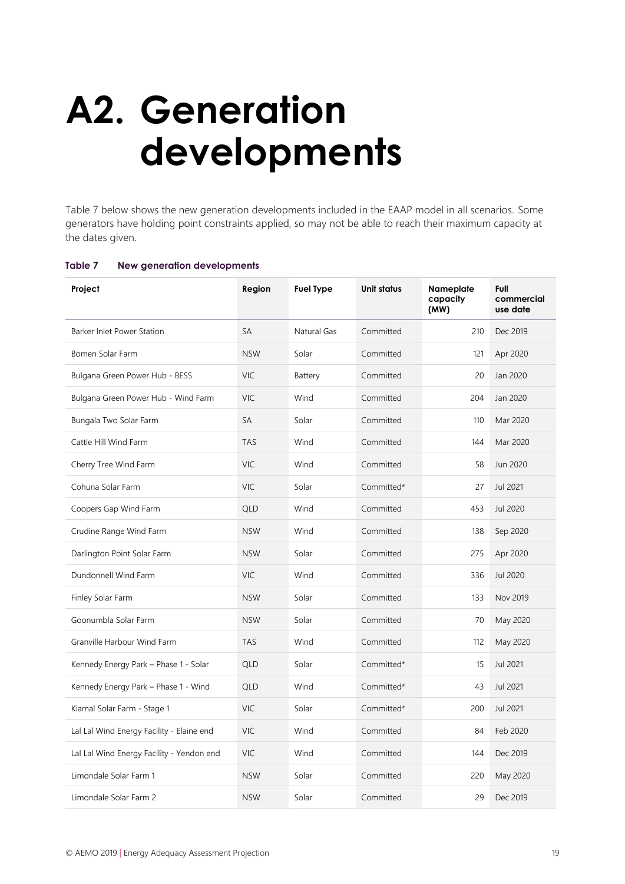# A2. Generation developments

Table 7 below shows the new generation developments included in the EAAP model in all scenarios. Some generators have holding point constraints applied, so may not be able to reach their maximum capacity at the dates given.

**Table 7 New generation developments**

| Project | Region | Fuel Type | Unit status | Nameplate capacity (MW) | Full commercial use date |
|---|---|---|---|---|---|
| Barker Inlet Power Station | SA | Natural Gas | Committed | 210 | Dec 2019 |
| Bomen Solar Farm | NSW | Solar | Committed | 121 | Apr 2020 |
| Bulgana Green Power Hub - BESS | VIC | Battery | Committed | 20 | Jan 2020 |
| Bulgana Green Power Hub - Wind Farm | VIC | Wind | Committed | 204 | Jan 2020 |
| Bungala Two Solar Farm | SA | Solar | Committed | 110 | Mar 2020 |
| Cattle Hill Wind Farm | TAS | Wind | Committed | 144 | Mar 2020 |
| Cherry Tree Wind Farm | VIC | Wind | Committed | 58 | Jun 2020 |
| Cohuna Solar Farm | VIC | Solar | Committed* | 27 | Jul 2021 |
| Coopers Gap Wind Farm | QLD | Wind | Committed | 453 | Jul 2020 |
| Crudine Range Wind Farm | NSW | Wind | Committed | 138 | Sep 2020 |
| Darlington Point Solar Farm | NSW | Solar | Committed | 275 | Apr 2020 |
| Dundonnell Wind Farm | VIC | Wind | Committed | 336 | Jul 2020 |
| Finley Solar Farm | NSW | Solar | Committed | 133 | Nov 2019 |
| Goonumbla Solar Farm | NSW | Solar | Committed | 70 | May 2020 |
| Granville Harbour Wind Farm | TAS | Wind | Committed | 112 | May 2020 |
| Kennedy Energy Park – Phase 1 - Solar | QLD | Solar | Committed* | 15 | Jul 2021 |
| Kennedy Energy Park – Phase 1 - Wind | QLD | Wind | Committed* | 43 | Jul 2021 |
| Kiamal Solar Farm - Stage 1 | VIC | Solar | Committed* | 200 | Jul 2021 |
| Lal Lal Wind Energy Facility - Elaine end | VIC | Wind | Committed | 84 | Feb 2020 |
| Lal Lal Wind Energy Facility - Yendon end | VIC | Wind | Committed | 144 | Dec 2019 |
| Limondale Solar Farm 1 | NSW | Solar | Committed | 220 | May 2020 |
| Limondale Solar Farm 2 | NSW | Solar | Committed | 29 | Dec 2019 |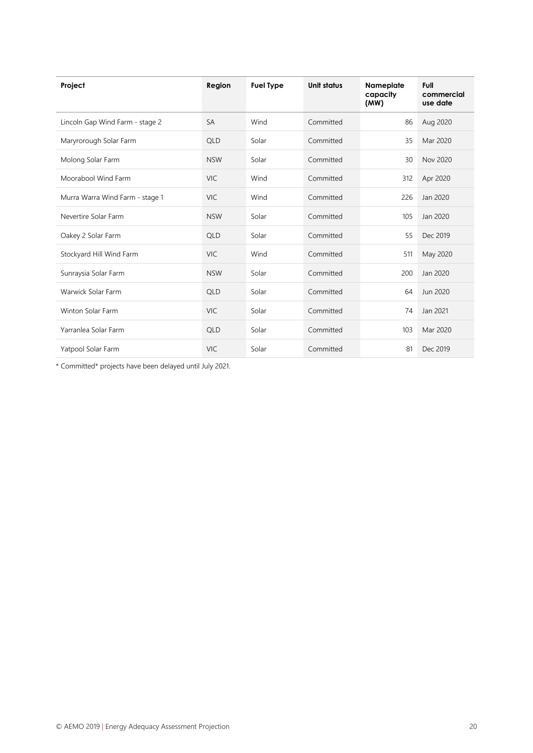| Project | Region | Fuel Type | Unit status | Nameplate capacity (MW) | Full commercial use date |
|---|---|---|---|---|---|
| Lincoln Gap Wind Farm - stage 2 | SA | Wind | Committed | 86 | Aug 2020 |
| Maryrorough Solar Farm | QLD | Solar | Committed | 35 | Mar 2020 |
| Molong Solar Farm | NSW | Solar | Committed | 30 | Nov 2020 |
| Moorabool Wind Farm | VIC | Wind | Committed | 312 | Apr 2020 |
| Murra Warra Wind Farm - stage 1 | VIC | Wind | Committed | 226 | Jan 2020 |
| Nevertire Solar Farm | NSW | Solar | Committed | 105 | Jan 2020 |
| Oakey 2 Solar Farm | QLD | Solar | Committed | 55 | Dec 2019 |
| Stockyard Hill Wind Farm | VIC | Wind | Committed | 511 | May 2020 |
| Sunraysia Solar Farm | NSW | Solar | Committed | 200 | Jan 2020 |
| Warwick Solar Farm | QLD | Solar | Committed | 64 | Jun 2020 |
| Winton Solar Farm | VIC | Solar | Committed | 74 | Jan 2021 |
| Yarranlea Solar Farm | QLD | Solar | Committed | 103 | Mar 2020 |
| Yatpool Solar Farm | VIC | Solar | Committed | 81 | Dec 2019 |

* Committed* projects have been delayed until July 2021.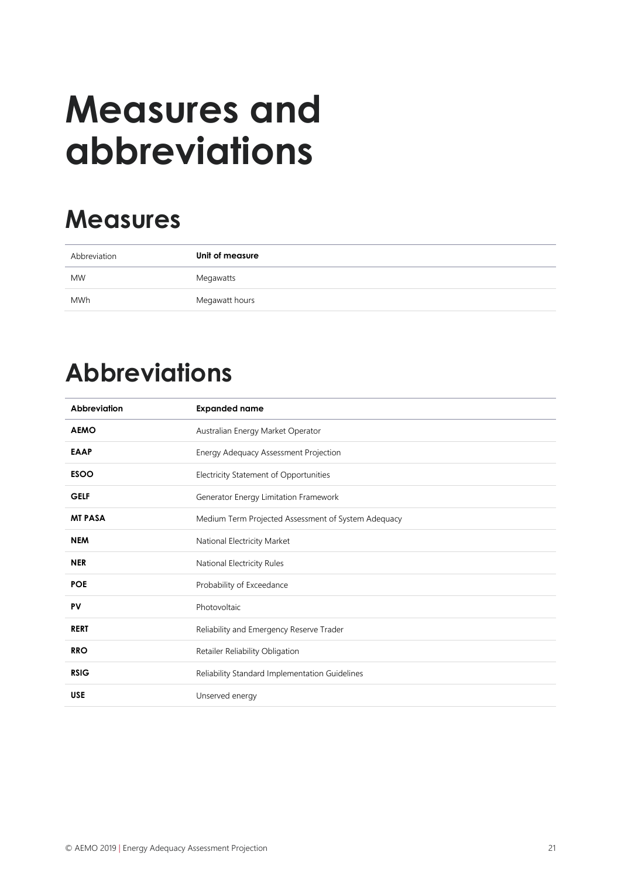# Measures and abbreviations

## Measures

| Abbreviation | **Unit of measure** |
|---|---|
| MW | Megawatts |
| MWh | Megawatt hours |

## Abbreviations

| **Abbreviation** | **Expanded name** |
|---|---|
| **AEMO** | Australian Energy Market Operator |
| **EAAP** | Energy Adequacy Assessment Projection |
| **ESOO** | Electricity Statement of Opportunities |
| **GELF** | Generator Energy Limitation Framework |
| **MT PASA** | Medium Term Projected Assessment of System Adequacy |
| **NEM** | National Electricity Market |
| **NER** | National Electricity Rules |
| **POE** | Probability of Exceedance |
| **PV** | Photovoltaic |
| **RERT** | Reliability and Emergency Reserve Trader |
| **RRO** | Retailer Reliability Obligation |
| **RSIG** | Reliability Standard Implementation Guidelines |
| **USE** | Unserved energy |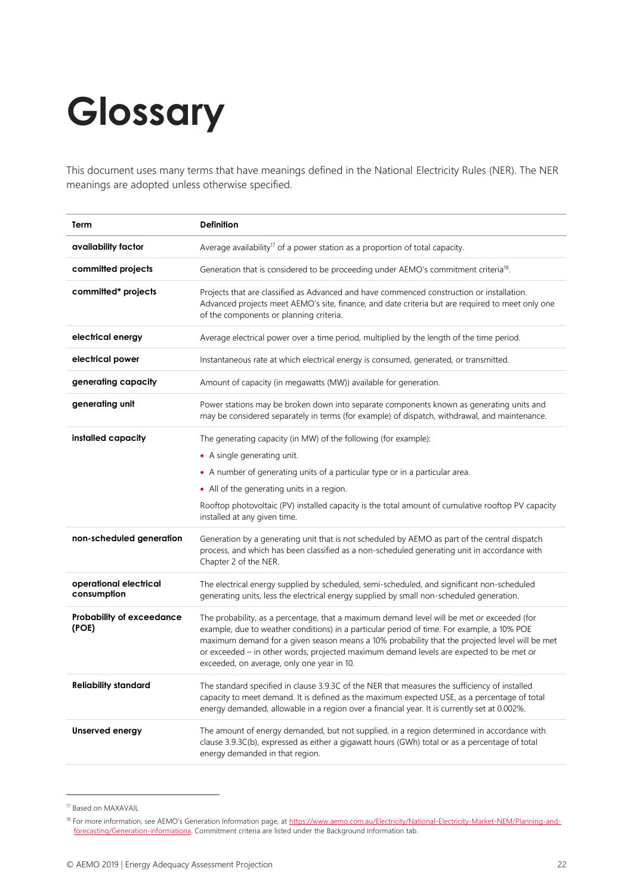# Glossary

This document uses many terms that have meanings defined in the National Electricity Rules (NER). The NER meanings are adopted unless otherwise specified.

| Term | Definition |
|---|---|
| **availability factor** | Average availability[17] of a power station as a proportion of total capacity. |
| **committed projects** | Generation that is considered to be proceeding under AEMO's commitment criteria[18]. |
| **committed* projects** | Projects that are classified as Advanced and have commenced construction or installation. Advanced projects meet AEMO's site, finance, and date criteria but are required to meet only one of the components or planning criteria. |
| **electrical energy** | Average electrical power over a time period, multiplied by the length of the time period. |
| **electrical power** | Instantaneous rate at which electrical energy is consumed, generated, or transmitted. |
| **generating capacity** | Amount of capacity (in megawatts (MW)) available for generation. |
| **generating unit** | Power stations may be broken down into separate components known as generating units and may be considered separately in terms (for example) of dispatch, withdrawal, and maintenance. |
| **installed capacity** | The generating capacity (in MW) of the following (for example): <br>• A single generating unit. <br>• A number of generating units of a particular type or in a particular area. <br>• All of the generating units in a region. <br>Rooftop photovoltaic (PV) installed capacity is the total amount of cumulative rooftop PV capacity installed at any given time. |
| **non-scheduled generation** | Generation by a generating unit that is not scheduled by AEMO as part of the central dispatch process, and which has been classified as a non-scheduled generating unit in accordance with Chapter 2 of the NER. |
| **operational electrical consumption** | The electrical energy supplied by scheduled, semi-scheduled, and significant non-scheduled generating units, less the electrical energy supplied by small non-scheduled generation. |
| **Probability of exceedance (POE)** | The probability, as a percentage, that a maximum demand level will be met or exceeded (for example, due to weather conditions) in a particular period of time. For example, a 10% POE maximum demand for a given season means a 10% probability that the projected level will be met or exceeded – in other words, projected maximum demand levels are expected to be met or exceeded, on average, only one year in 10. |
| **Reliability standard** | The standard specified in clause 3.9.3C of the NER that measures the sufficiency of installed capacity to meet demand. It is defined as the maximum expected USE, as a percentage of total energy demanded, allowable in a region over a financial year. It is currently set at 0.002%. |
| **Unserved energy** | The amount of energy demanded, but not supplied, in a region determined in accordance with clause 3.9.3C(b), expressed as either a gigawatt hours (GWh) total or as a percentage of total energy demanded in that region. |

[17] Based on MAXAVAIL

[18] For more information, see AEMO's Generation Information page, at https://www.aemo.com.au/Electricity/National-Electricity-Market-NEM/Planning-and-forecasting/Generation-informationa. Commitment criteria are listed under the Background Information tab.